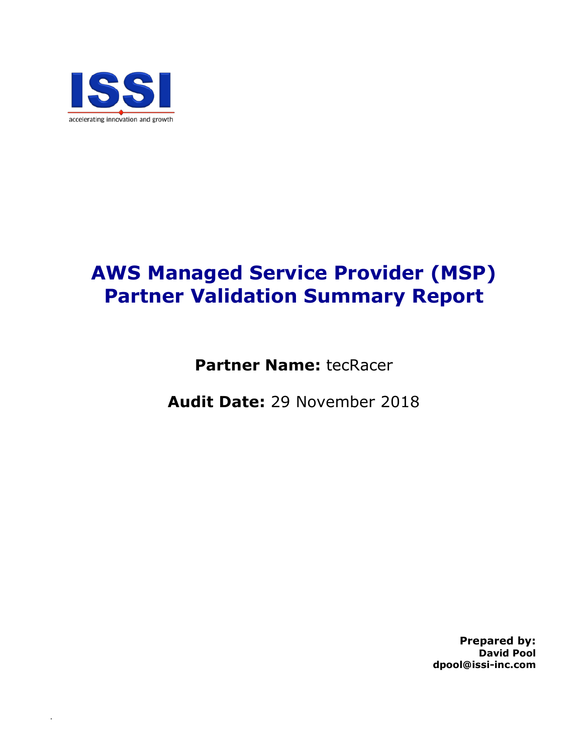ISSI

accelerating innovation and growth

# AWS Managed Service Provider (MSP) Partner Validation Summary Report

**Partner Name:** tecRacer

**Audit Date:** 29 November 2018

**Prepared by:**
**David Pool**
**dpool@issi-inc.com**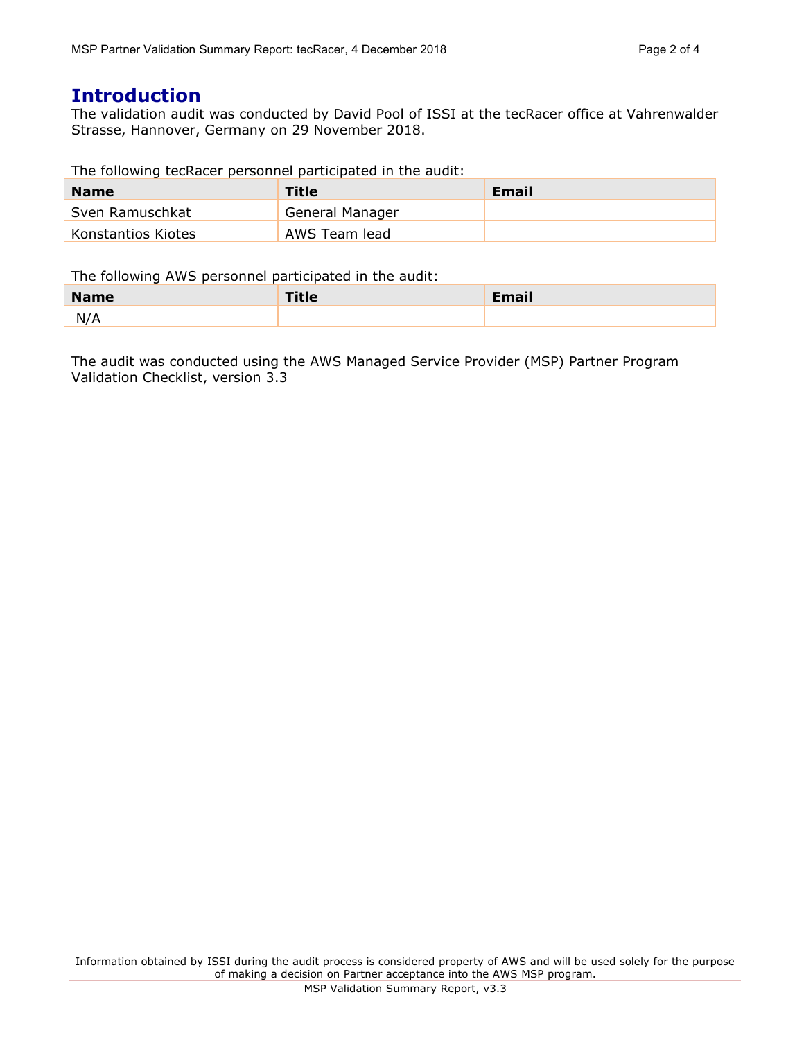# Introduction

The validation audit was conducted by David Pool of ISSI at the tecRacer office at Vahrenwalder Strasse, Hannover, Germany on 29 November 2018.

The following tecRacer personnel participated in the audit:

| Name | Title | Email |
|---|---|---|
| Sven Ramuschkat | General Manager | |
| Konstantios Kiotes | AWS Team lead | |

The following AWS personnel participated in the audit:

| Name | Title | Email |
|---|---|---|
| N/A | | |

The audit was conducted using the AWS Managed Service Provider (MSP) Partner Program Validation Checklist, version 3.3

Information obtained by ISSI during the audit process is considered property of AWS and will be used solely for the purpose of making a decision on Partner acceptance into the AWS MSP program.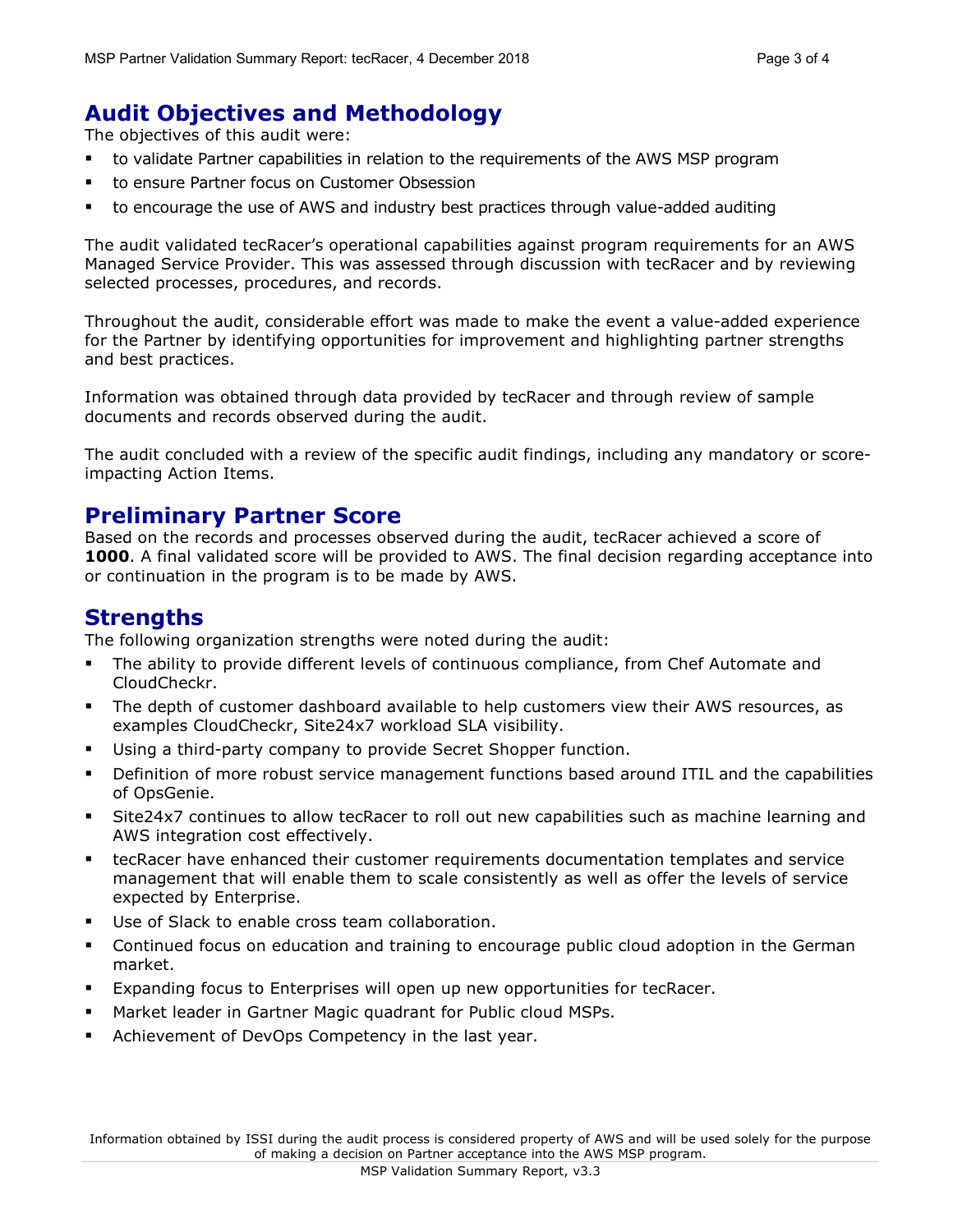## Audit Objectives and Methodology

The objectives of this audit were:

- to validate Partner capabilities in relation to the requirements of the AWS MSP program
- to ensure Partner focus on Customer Obsession
- to encourage the use of AWS and industry best practices through value-added auditing

The audit validated tecRacer's operational capabilities against program requirements for an AWS Managed Service Provider. This was assessed through discussion with tecRacer and by reviewing selected processes, procedures, and records.

Throughout the audit, considerable effort was made to make the event a value-added experience for the Partner by identifying opportunities for improvement and highlighting partner strengths and best practices.

Information was obtained through data provided by tecRacer and through review of sample documents and records observed during the audit.

The audit concluded with a review of the specific audit findings, including any mandatory or score-impacting Action Items.

## Preliminary Partner Score

Based on the records and processes observed during the audit, tecRacer achieved a score of **1000**. A final validated score will be provided to AWS. The final decision regarding acceptance into or continuation in the program is to be made by AWS.

## Strengths

The following organization strengths were noted during the audit:

- The ability to provide different levels of continuous compliance, from Chef Automate and CloudCheckr.
- The depth of customer dashboard available to help customers view their AWS resources, as examples CloudCheckr, Site24x7 workload SLA visibility.
- Using a third-party company to provide Secret Shopper function.
- Definition of more robust service management functions based around ITIL and the capabilities of OpsGenie.
- Site24x7 continues to allow tecRacer to roll out new capabilities such as machine learning and AWS integration cost effectively.
- tecRacer have enhanced their customer requirements documentation templates and service management that will enable them to scale consistently as well as offer the levels of service expected by Enterprise.
- Use of Slack to enable cross team collaboration.
- Continued focus on education and training to encourage public cloud adoption in the German market.
- Expanding focus to Enterprises will open up new opportunities for tecRacer.
- Market leader in Gartner Magic quadrant for Public cloud MSPs.
- Achievement of DevOps Competency in the last year.

Information obtained by ISSI during the audit process is considered property of AWS and will be used solely for the purpose of making a decision on Partner acceptance into the AWS MSP program.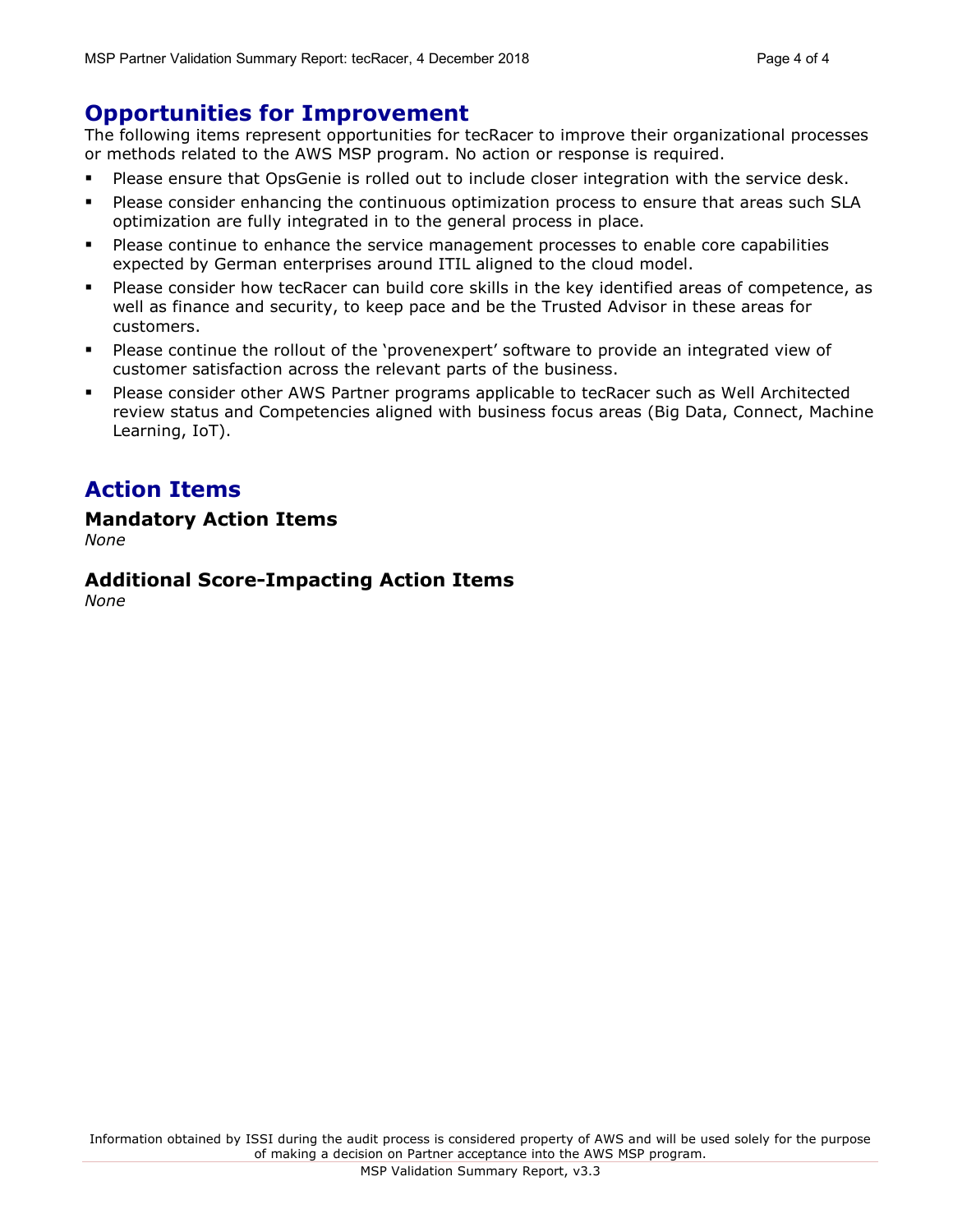## Opportunities for Improvement

The following items represent opportunities for tecRacer to improve their organizational processes or methods related to the AWS MSP program. No action or response is required.

- Please ensure that OpsGenie is rolled out to include closer integration with the service desk.
- Please consider enhancing the continuous optimization process to ensure that areas such SLA optimization are fully integrated in to the general process in place.
- Please continue to enhance the service management processes to enable core capabilities expected by German enterprises around ITIL aligned to the cloud model.
- Please consider how tecRacer can build core skills in the key identified areas of competence, as well as finance and security, to keep pace and be the Trusted Advisor in these areas for customers.
- Please continue the rollout of the 'provenexpert' software to provide an integrated view of customer satisfaction across the relevant parts of the business.
- Please consider other AWS Partner programs applicable to tecRacer such as Well Architected review status and Competencies aligned with business focus areas (Big Data, Connect, Machine Learning, IoT).

## Action Items

### Mandatory Action Items

*None*

### Additional Score-Impacting Action Items

*None*

Information obtained by ISSI during the audit process is considered property of AWS and will be used solely for the purpose of making a decision on Partner acceptance into the AWS MSP program.